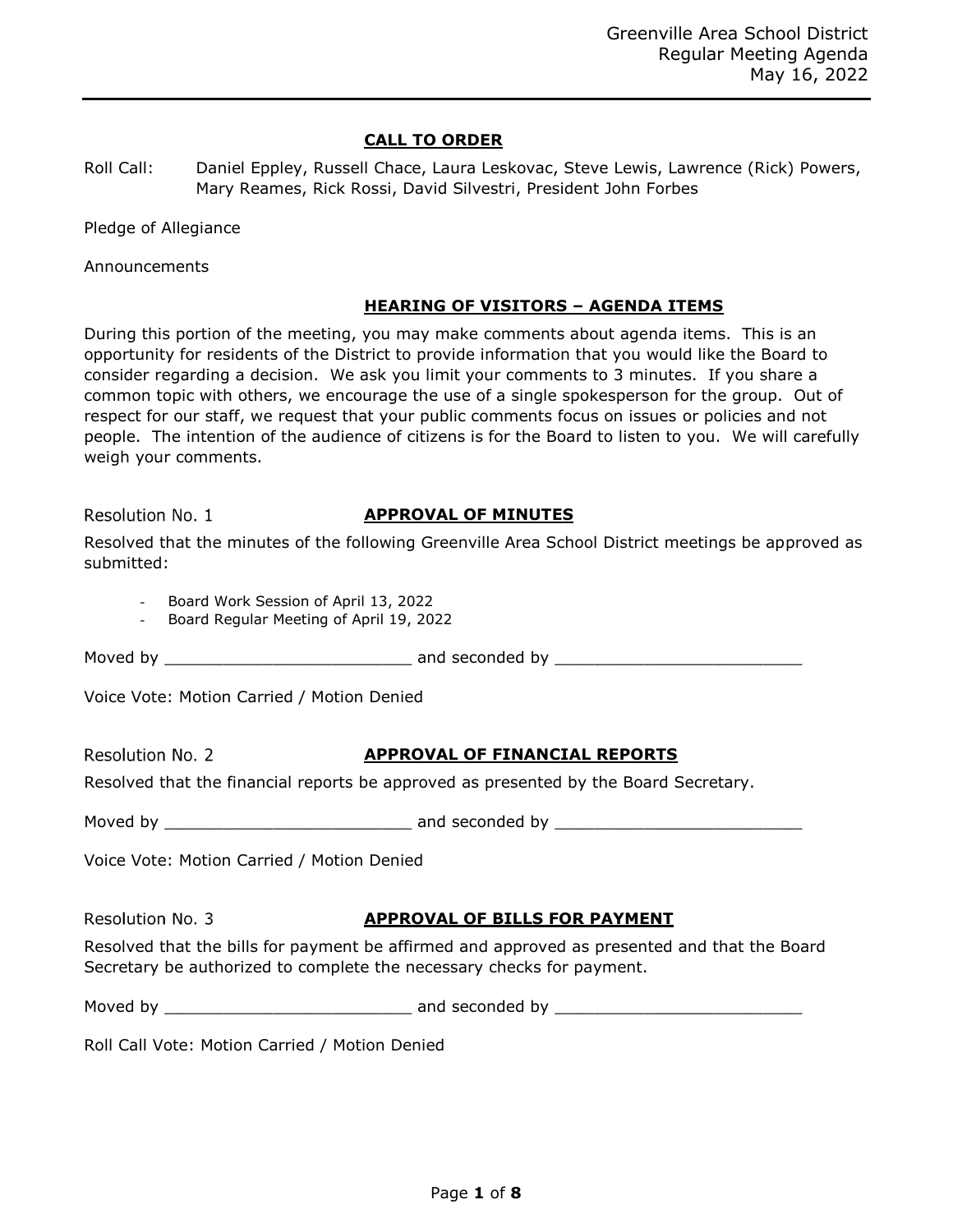Greenville Area School District
Regular Meeting Agenda
May 16, 2022

## CALL TO ORDER

Roll Call: Daniel Eppley, Russell Chace, Laura Leskovac, Steve Lewis, Lawrence (Rick) Powers, Mary Reames, Rick Rossi, David Silvestri, President John Forbes

Pledge of Allegiance

Announcements

## HEARING OF VISITORS – AGENDA ITEMS

During this portion of the meeting, you may make comments about agenda items. This is an opportunity for residents of the District to provide information that you would like the Board to consider regarding a decision. We ask you limit your comments to 3 minutes. If you share a common topic with others, we encourage the use of a single spokesperson for the group. Out of respect for our staff, we request that your public comments focus on issues or policies and not people. The intention of the audience of citizens is for the Board to listen to you. We will carefully weigh your comments.

Resolution No. 1 **APPROVAL OF MINUTES**

Resolved that the minutes of the following Greenville Area School District meetings be approved as submitted:

- Board Work Session of April 13, 2022
- Board Regular Meeting of April 19, 2022

Moved by _________________________ and seconded by _________________________

Voice Vote: Motion Carried / Motion Denied

Resolution No. 2 **APPROVAL OF FINANCIAL REPORTS**

Resolved that the financial reports be approved as presented by the Board Secretary.

Moved by _________________________ and seconded by _________________________

Voice Vote: Motion Carried / Motion Denied

Resolution No. 3 **APPROVAL OF BILLS FOR PAYMENT**

Resolved that the bills for payment be affirmed and approved as presented and that the Board Secretary be authorized to complete the necessary checks for payment.

Moved by _________________________ and seconded by _________________________

Roll Call Vote: Motion Carried / Motion Denied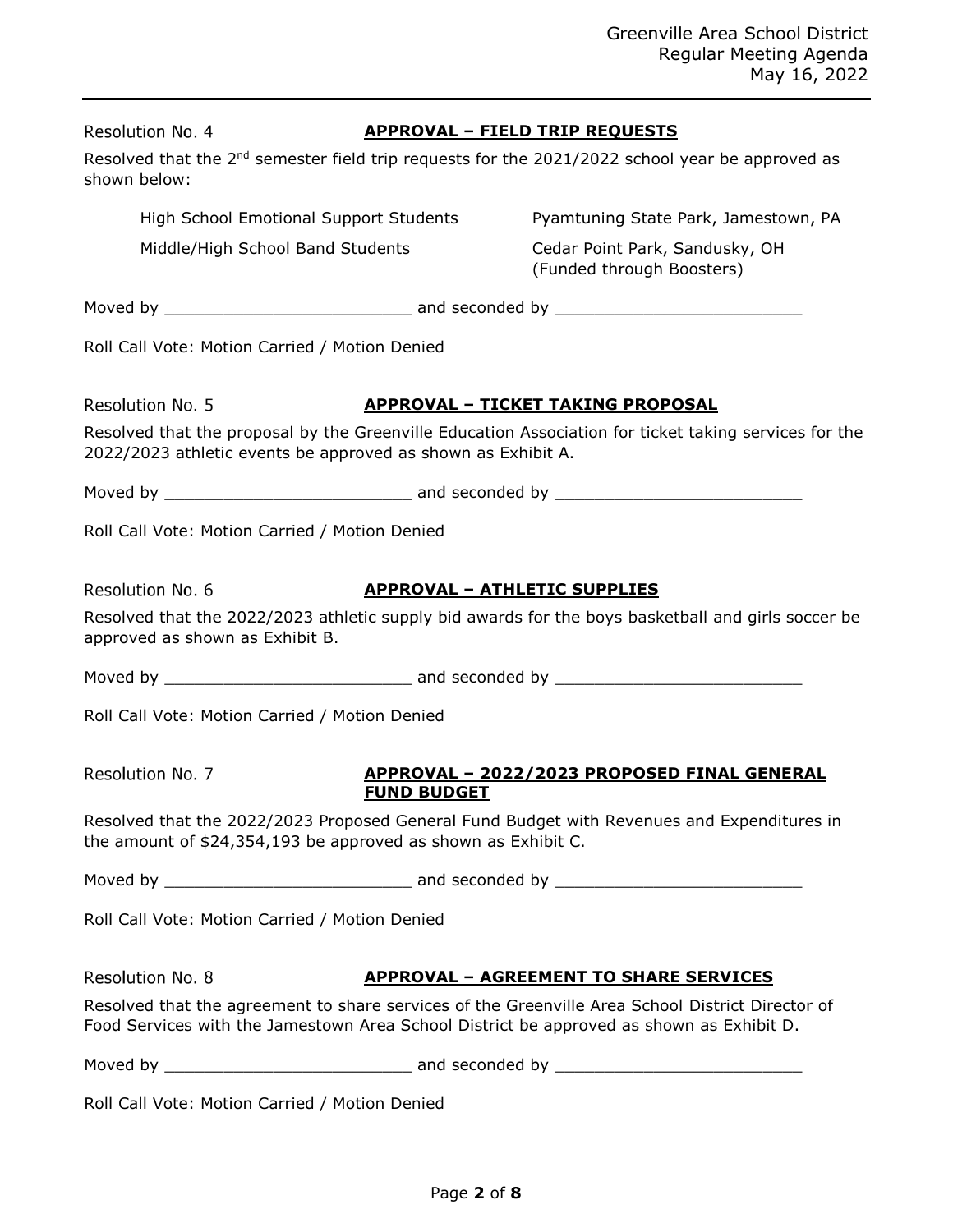Resolution No. 4 **APPROVAL – FIELD TRIP REQUESTS**

Resolved that the 2nd semester field trip requests for the 2021/2022 school year be approved as shown below:

| | |
|---|---|
| High School Emotional Support Students | Pyamtuning State Park, Jamestown, PA |
| Middle/High School Band Students | Cedar Point Park, Sandusky, OH (Funded through Boosters) |

Moved by _________________________ and seconded by _________________________

Roll Call Vote: Motion Carried / Motion Denied

Resolution No. 5 **APPROVAL – TICKET TAKING PROPOSAL**

Resolved that the proposal by the Greenville Education Association for ticket taking services for the 2022/2023 athletic events be approved as shown as Exhibit A.

Moved by _________________________ and seconded by _________________________

Roll Call Vote: Motion Carried / Motion Denied

Resolution No. 6 **APPROVAL – ATHLETIC SUPPLIES**

Resolved that the 2022/2023 athletic supply bid awards for the boys basketball and girls soccer be approved as shown as Exhibit B.

Moved by _________________________ and seconded by _________________________

Roll Call Vote: Motion Carried / Motion Denied

Resolution No. 7 **APPROVAL – 2022/2023 PROPOSED FINAL GENERAL FUND BUDGET**

Resolved that the 2022/2023 Proposed General Fund Budget with Revenues and Expenditures in the amount of $24,354,193 be approved as shown as Exhibit C.

Moved by _________________________ and seconded by _________________________

Roll Call Vote: Motion Carried / Motion Denied

Resolution No. 8 **APPROVAL – AGREEMENT TO SHARE SERVICES**

Resolved that the agreement to share services of the Greenville Area School District Director of Food Services with the Jamestown Area School District be approved as shown as Exhibit D.

Moved by _________________________ and seconded by _________________________

Roll Call Vote: Motion Carried / Motion Denied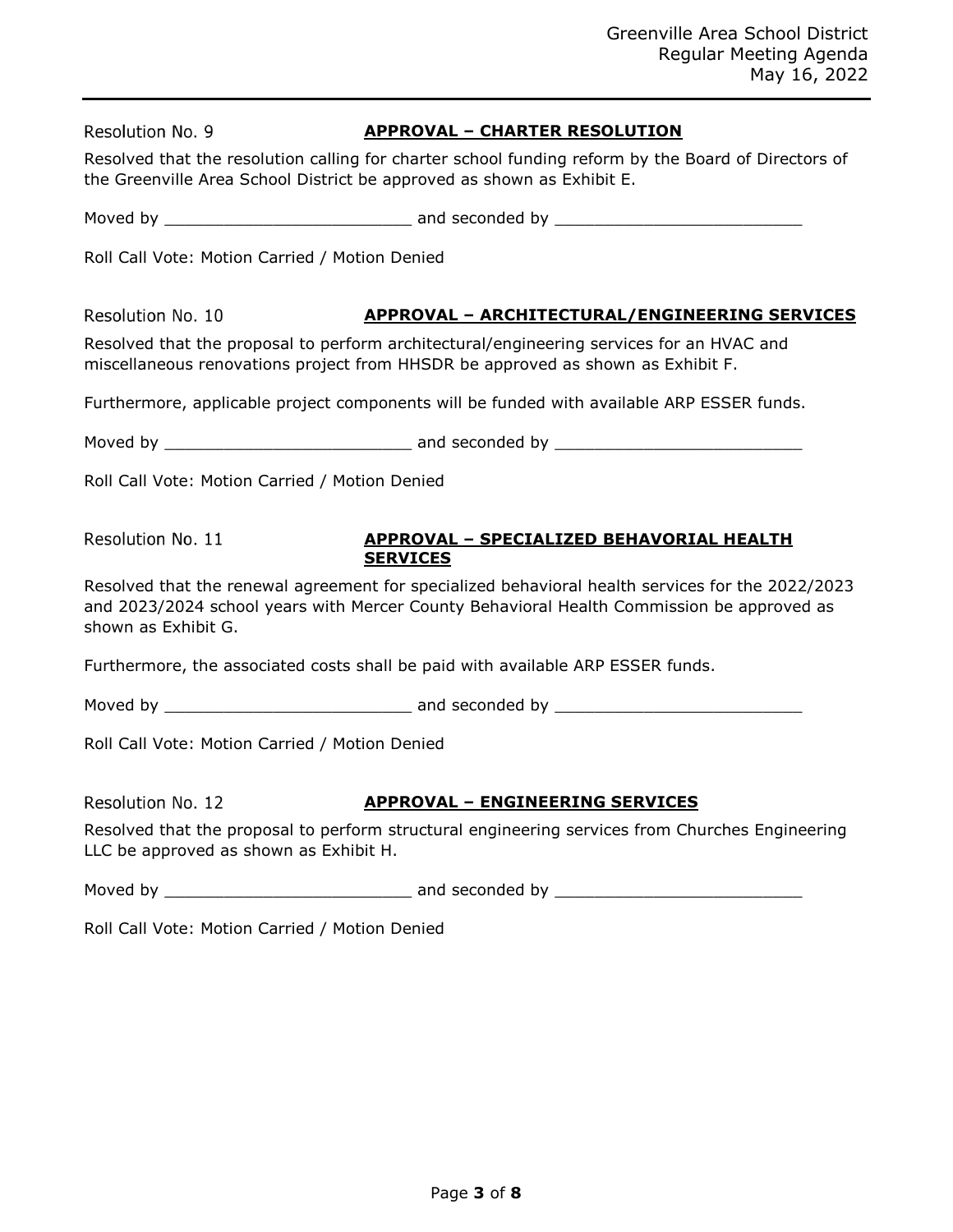Resolution No. 9 **APPROVAL – CHARTER RESOLUTION**

Resolved that the resolution calling for charter school funding reform by the Board of Directors of the Greenville Area School District be approved as shown as Exhibit E.

Moved by _________________________ and seconded by _________________________

Roll Call Vote: Motion Carried / Motion Denied

Resolution No. 10 **APPROVAL – ARCHITECTURAL/ENGINEERING SERVICES**

Resolved that the proposal to perform architectural/engineering services for an HVAC and miscellaneous renovations project from HHSDR be approved as shown as Exhibit F.

Furthermore, applicable project components will be funded with available ARP ESSER funds.

Moved by _________________________ and seconded by _________________________

Roll Call Vote: Motion Carried / Motion Denied

Resolution No. 11 **APPROVAL – SPECIALIZED BEHAVORIAL HEALTH SERVICES**

Resolved that the renewal agreement for specialized behavioral health services for the 2022/2023 and 2023/2024 school years with Mercer County Behavioral Health Commission be approved as shown as Exhibit G.

Furthermore, the associated costs shall be paid with available ARP ESSER funds.

Moved by _________________________ and seconded by _________________________

Roll Call Vote: Motion Carried / Motion Denied

Resolution No. 12 **APPROVAL – ENGINEERING SERVICES**

Resolved that the proposal to perform structural engineering services from Churches Engineering LLC be approved as shown as Exhibit H.

Moved by _________________________ and seconded by _________________________

Roll Call Vote: Motion Carried / Motion Denied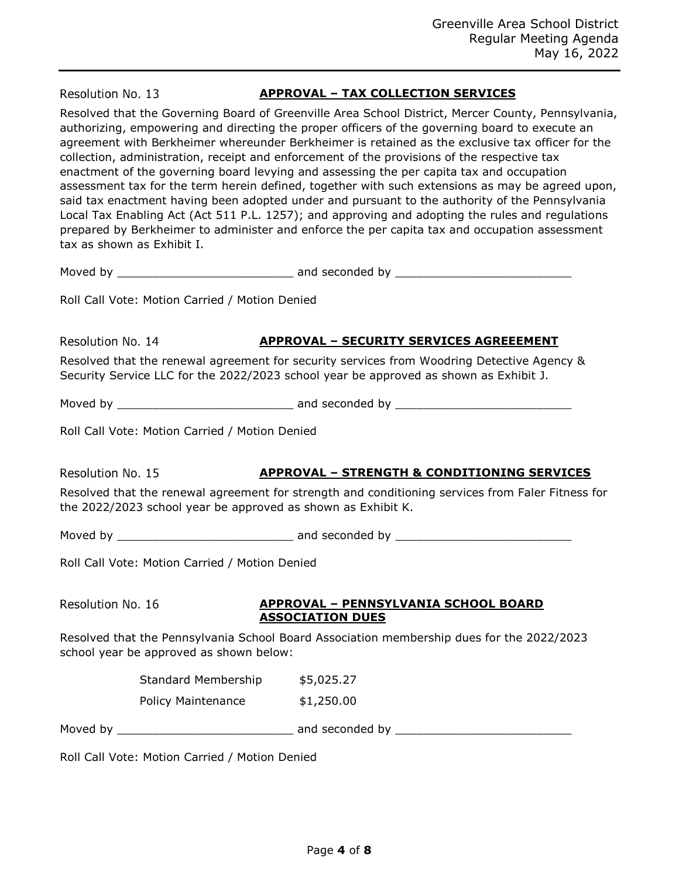Resolution No. 13 **APPROVAL – TAX COLLECTION SERVICES**

Resolved that the Governing Board of Greenville Area School District, Mercer County, Pennsylvania, authorizing, empowering and directing the proper officers of the governing board to execute an agreement with Berkheimer whereunder Berkheimer is retained as the exclusive tax officer for the collection, administration, receipt and enforcement of the provisions of the respective tax enactment of the governing board levying and assessing the per capita tax and occupation assessment tax for the term herein defined, together with such extensions as may be agreed upon, said tax enactment having been adopted under and pursuant to the authority of the Pennsylvania Local Tax Enabling Act (Act 511 P.L. 1257); and approving and adopting the rules and regulations prepared by Berkheimer to administer and enforce the per capita tax and occupation assessment tax as shown as Exhibit I.

Moved by _________________________ and seconded by _________________________

Roll Call Vote: Motion Carried / Motion Denied

Resolution No. 14 **APPROVAL – SECURITY SERVICES AGREEEMENT**

Resolved that the renewal agreement for security services from Woodring Detective Agency & Security Service LLC for the 2022/2023 school year be approved as shown as Exhibit J.

Moved by _________________________ and seconded by _________________________

Roll Call Vote: Motion Carried / Motion Denied

Resolution No. 15 **APPROVAL – STRENGTH & CONDITIONING SERVICES**

Resolved that the renewal agreement for strength and conditioning services from Faler Fitness for the 2022/2023 school year be approved as shown as Exhibit K.

Moved by _________________________ and seconded by _________________________

Roll Call Vote: Motion Carried / Motion Denied

Resolution No. 16 **APPROVAL – PENNSYLVANIA SCHOOL BOARD ASSOCIATION DUES**

Resolved that the Pennsylvania School Board Association membership dues for the 2022/2023 school year be approved as shown below:

| | |
|---|---|
| Standard Membership | $5,025.27 |
| Policy Maintenance | $1,250.00 |

Moved by _________________________ and seconded by _________________________

Roll Call Vote: Motion Carried / Motion Denied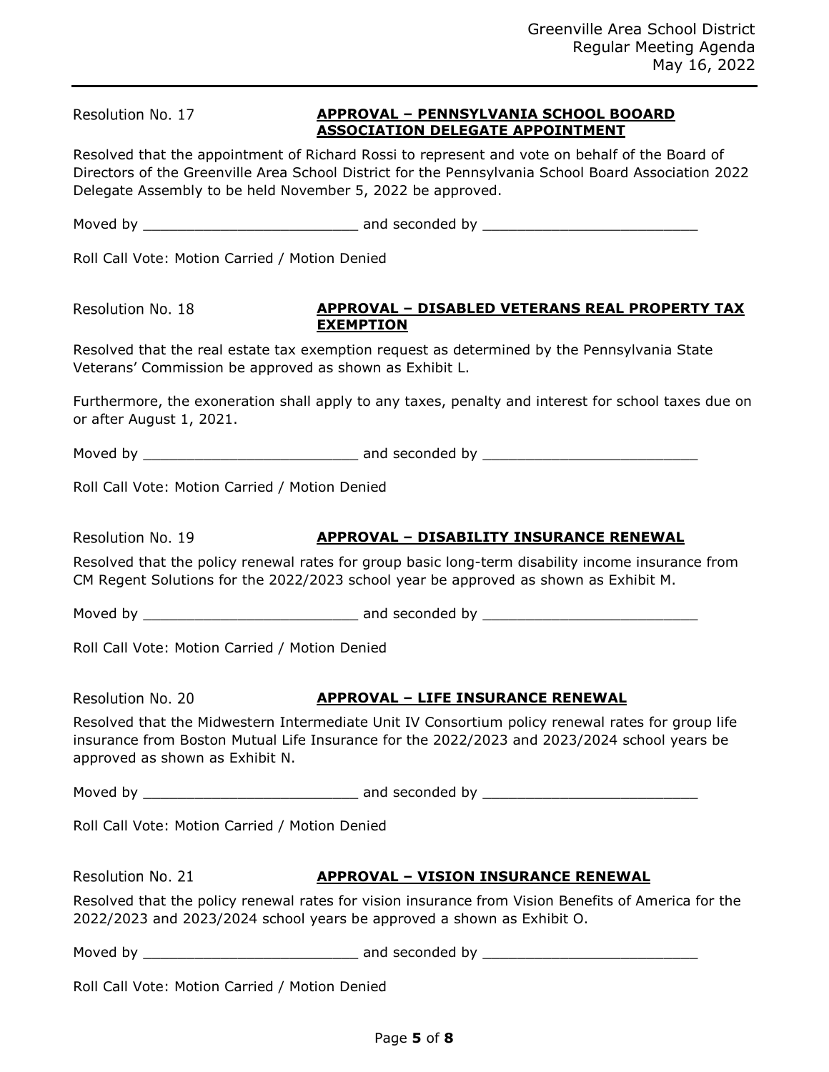Resolution No. 17 **APPROVAL – PENNSYLVANIA SCHOOL BOOARD ASSOCIATION DELEGATE APPOINTMENT**

Resolved that the appointment of Richard Rossi to represent and vote on behalf of the Board of Directors of the Greenville Area School District for the Pennsylvania School Board Association 2022 Delegate Assembly to be held November 5, 2022 be approved.

Moved by _________________________ and seconded by _________________________

Roll Call Vote: Motion Carried / Motion Denied

Resolution No. 18 **APPROVAL – DISABLED VETERANS REAL PROPERTY TAX EXEMPTION**

Resolved that the real estate tax exemption request as determined by the Pennsylvania State Veterans' Commission be approved as shown as Exhibit L.

Furthermore, the exoneration shall apply to any taxes, penalty and interest for school taxes due on or after August 1, 2021.

Moved by _________________________ and seconded by _________________________

Roll Call Vote: Motion Carried / Motion Denied

Resolution No. 19 **APPROVAL – DISABILITY INSURANCE RENEWAL**

Resolved that the policy renewal rates for group basic long-term disability income insurance from CM Regent Solutions for the 2022/2023 school year be approved as shown as Exhibit M.

Moved by _________________________ and seconded by _________________________

Roll Call Vote: Motion Carried / Motion Denied

Resolution No. 20 **APPROVAL – LIFE INSURANCE RENEWAL**

Resolved that the Midwestern Intermediate Unit IV Consortium policy renewal rates for group life insurance from Boston Mutual Life Insurance for the 2022/2023 and 2023/2024 school years be approved as shown as Exhibit N.

Moved by _________________________ and seconded by _________________________

Roll Call Vote: Motion Carried / Motion Denied

Resolution No. 21 **APPROVAL – VISION INSURANCE RENEWAL**

Resolved that the policy renewal rates for vision insurance from Vision Benefits of America for the 2022/2023 and 2023/2024 school years be approved a shown as Exhibit O.

Moved by _________________________ and seconded by _________________________

Roll Call Vote: Motion Carried / Motion Denied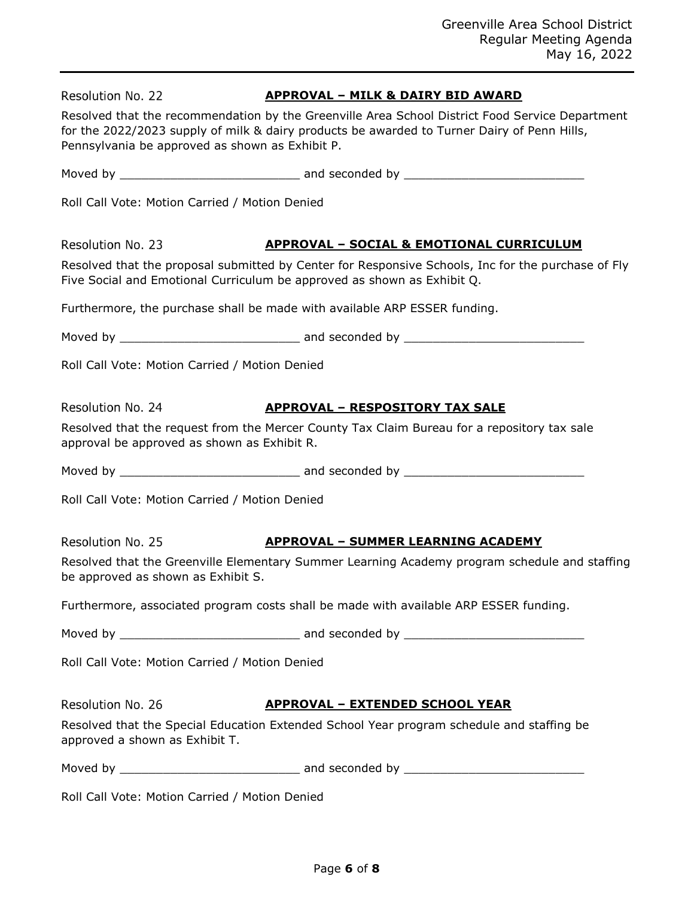Resolution No. 22 **APPROVAL – MILK & DAIRY BID AWARD**

Resolved that the recommendation by the Greenville Area School District Food Service Department for the 2022/2023 supply of milk & dairy products be awarded to Turner Dairy of Penn Hills, Pennsylvania be approved as shown as Exhibit P.

Moved by _________________________ and seconded by _________________________

Roll Call Vote: Motion Carried / Motion Denied

Resolution No. 23 **APPROVAL – SOCIAL & EMOTIONAL CURRICULUM**

Resolved that the proposal submitted by Center for Responsive Schools, Inc for the purchase of Fly Five Social and Emotional Curriculum be approved as shown as Exhibit Q.

Furthermore, the purchase shall be made with available ARP ESSER funding.

Moved by _________________________ and seconded by _________________________

Roll Call Vote: Motion Carried / Motion Denied

Resolution No. 24 **APPROVAL – RESPOSITORY TAX SALE**

Resolved that the request from the Mercer County Tax Claim Bureau for a repository tax sale approval be approved as shown as Exhibit R.

Moved by _________________________ and seconded by _________________________

Roll Call Vote: Motion Carried / Motion Denied

Resolution No. 25 **APPROVAL – SUMMER LEARNING ACADEMY**

Resolved that the Greenville Elementary Summer Learning Academy program schedule and staffing be approved as shown as Exhibit S.

Furthermore, associated program costs shall be made with available ARP ESSER funding.

Moved by _________________________ and seconded by _________________________

Roll Call Vote: Motion Carried / Motion Denied

Resolution No. 26 **APPROVAL – EXTENDED SCHOOL YEAR**

Resolved that the Special Education Extended School Year program schedule and staffing be approved a shown as Exhibit T.

Moved by _________________________ and seconded by _________________________

Roll Call Vote: Motion Carried / Motion Denied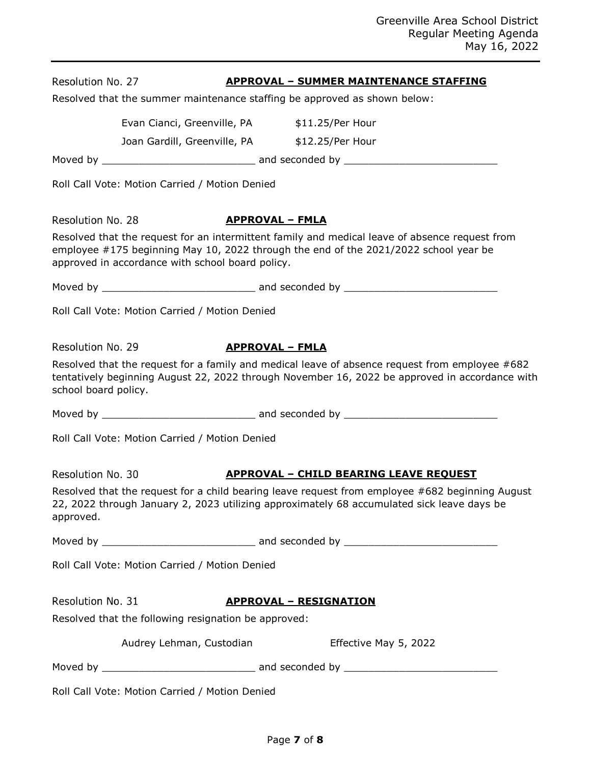Resolution No. 27 **APPROVAL – SUMMER MAINTENANCE STAFFING**

Resolved that the summer maintenance staffing be approved as shown below:

| | |
|---|---|
| Evan Cianci, Greenville, PA | $11.25/Per Hour |
| Joan Gardill, Greenville, PA | $12.25/Per Hour |

Moved by _________________________ and seconded by _________________________

Roll Call Vote: Motion Carried / Motion Denied

Resolution No. 28 **APPROVAL – FMLA**

Resolved that the request for an intermittent family and medical leave of absence request from employee #175 beginning May 10, 2022 through the end of the 2021/2022 school year be approved in accordance with school board policy.

Moved by _________________________ and seconded by _________________________

Roll Call Vote: Motion Carried / Motion Denied

Resolution No. 29 **APPROVAL – FMLA**

Resolved that the request for a family and medical leave of absence request from employee #682 tentatively beginning August 22, 2022 through November 16, 2022 be approved in accordance with school board policy.

Moved by _________________________ and seconded by _________________________

Roll Call Vote: Motion Carried / Motion Denied

Resolution No. 30 **APPROVAL – CHILD BEARING LEAVE REQUEST**

Resolved that the request for a child bearing leave request from employee #682 beginning August 22, 2022 through January 2, 2023 utilizing approximately 68 accumulated sick leave days be approved.

Moved by _________________________ and seconded by _________________________

Roll Call Vote: Motion Carried / Motion Denied

Resolution No. 31 **APPROVAL – RESIGNATION**

Resolved that the following resignation be approved:

| | |
|---|---|
| Audrey Lehman, Custodian | Effective May 5, 2022 |

Moved by _________________________ and seconded by _________________________

Roll Call Vote: Motion Carried / Motion Denied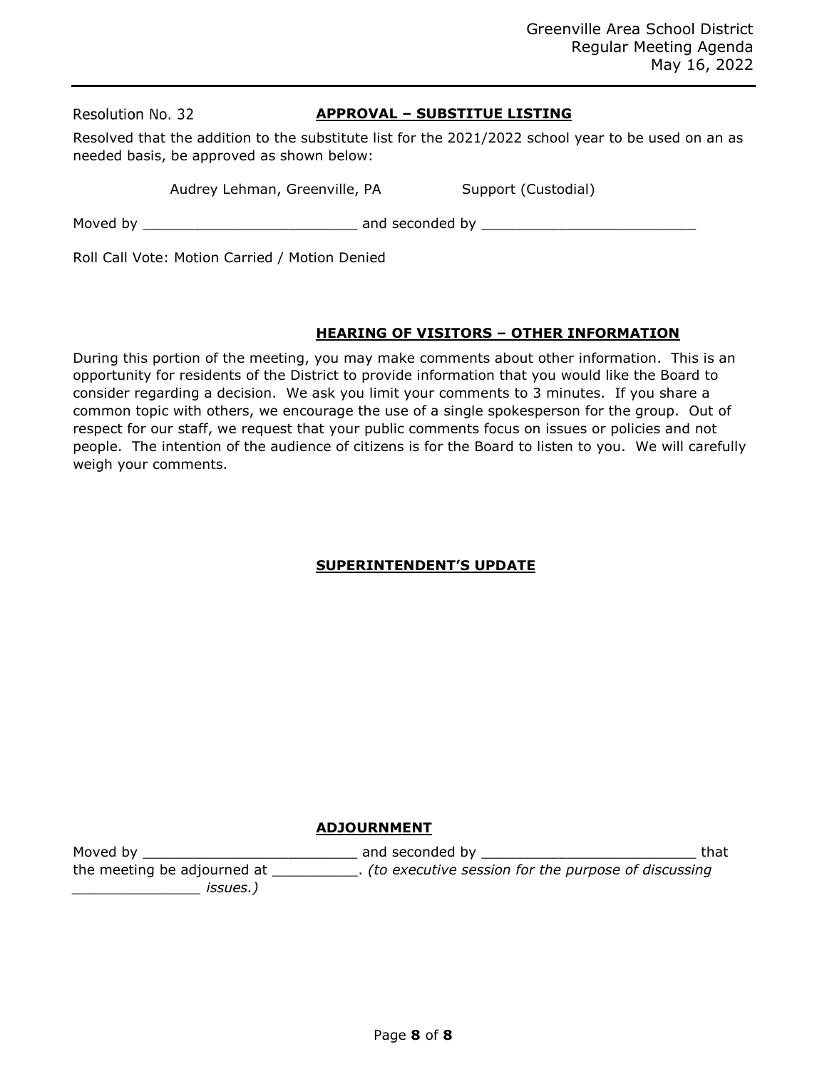Resolution No. 32

## **APPROVAL – SUBSTITUE LISTING**

Resolved that the addition to the substitute list for the 2021/2022 school year to be used on an as needed basis, be approved as shown below:

| | |
|---|---|
| Audrey Lehman, Greenville, PA | Support (Custodial) |

Moved by _________________________ and seconded by _________________________

Roll Call Vote: Motion Carried / Motion Denied

## **HEARING OF VISITORS – OTHER INFORMATION**

During this portion of the meeting, you may make comments about other information. This is an opportunity for residents of the District to provide information that you would like the Board to consider regarding a decision. We ask you limit your comments to 3 minutes. If you share a common topic with others, we encourage the use of a single spokesperson for the group. Out of respect for our staff, we request that your public comments focus on issues or policies and not people. The intention of the audience of citizens is for the Board to listen to you. We will carefully weigh your comments.

## **SUPERINTENDENT'S UPDATE**

## **ADJOURNMENT**

Moved by _________________________ and seconded by _________________________ that the meeting be adjourned at __________. *(to executive session for the purpose of discussing _______________ issues.)*